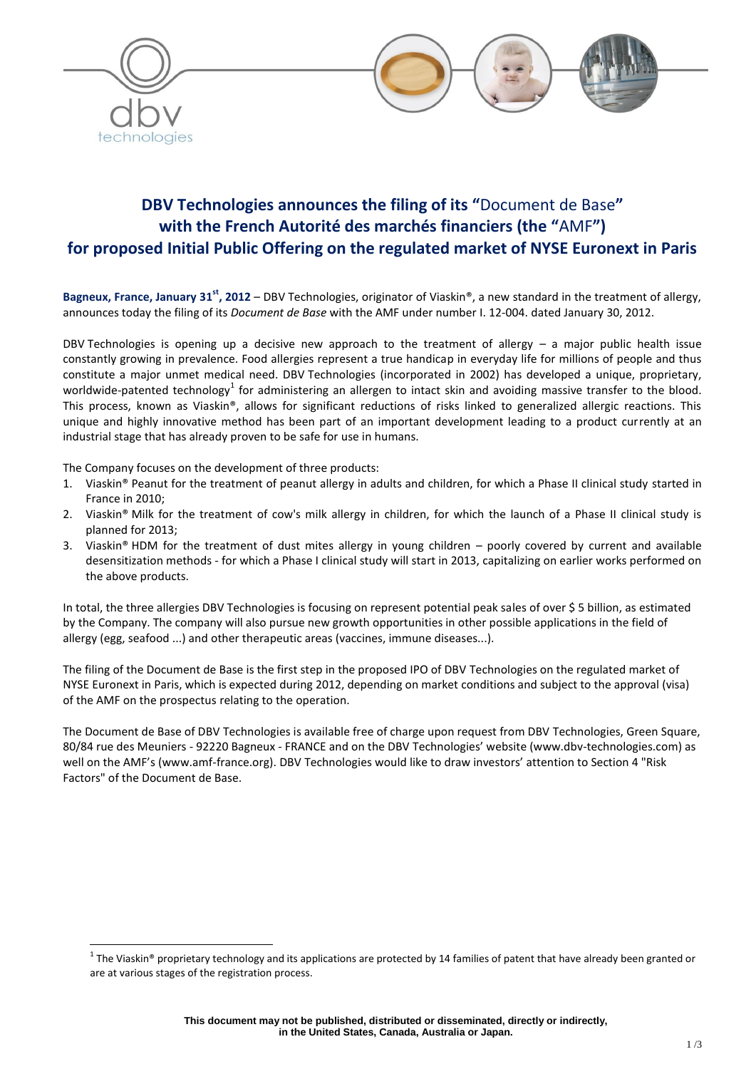# DBV Technologies announces the filing of its "Document de Base" with the French Autorité des marchés financiers (the "AMF") for proposed Initial Public Offering on the regulated market of NYSE Euronext in Paris

**Bagneux, France, January 31st, 2012** – DBV Technologies, originator of Viaskin®, a new standard in the treatment of allergy, announces today the filing of its *Document de Base* with the AMF under number I. 12-004. dated January 30, 2012.

DBV Technologies is opening up a decisive new approach to the treatment of allergy – a major public health issue constantly growing in prevalence. Food allergies represent a true handicap in everyday life for millions of people and thus constitute a major unmet medical need. DBV Technologies (incorporated in 2002) has developed a unique, proprietary, worldwide-patented technology[1] for administering an allergen to intact skin and avoiding massive transfer to the blood. This process, known as Viaskin®, allows for significant reductions of risks linked to generalized allergic reactions. This unique and highly innovative method has been part of an important development leading to a product currently at an industrial stage that has already proven to be safe for use in humans.

The Company focuses on the development of three products:

1. Viaskin® Peanut for the treatment of peanut allergy in adults and children, for which a Phase II clinical study started in France in 2010;
2. Viaskin® Milk for the treatment of cow's milk allergy in children, for which the launch of a Phase II clinical study is planned for 2013;
3. Viaskin® HDM for the treatment of dust mites allergy in young children – poorly covered by current and available desensitization methods - for which a Phase I clinical study will start in 2013, capitalizing on earlier works performed on the above products.

In total, the three allergies DBV Technologies is focusing on represent potential peak sales of over $ 5 billion, as estimated by the Company. The company will also pursue new growth opportunities in other possible applications in the field of allergy (egg, seafood ...) and other therapeutic areas (vaccines, immune diseases...).

The filing of the Document de Base is the first step in the proposed IPO of DBV Technologies on the regulated market of NYSE Euronext in Paris, which is expected during 2012, depending on market conditions and subject to the approval (visa) of the AMF on the prospectus relating to the operation.

The Document de Base of DBV Technologies is available free of charge upon request from DBV Technologies, Green Square, 80/84 rue des Meuniers - 92220 Bagneux - FRANCE and on the DBV Technologies' website (www.dbv-technologies.com) as well on the AMF's (www.amf-france.org). DBV Technologies would like to draw investors' attention to Section 4 "Risk Factors" of the Document de Base.

[1] The Viaskin® proprietary technology and its applications are protected by 14 families of patent that have already been granted or are at various stages of the registration process.

**This document may not be published, distributed or disseminated, directly or indirectly, in the United States, Canada, Australia or Japan.**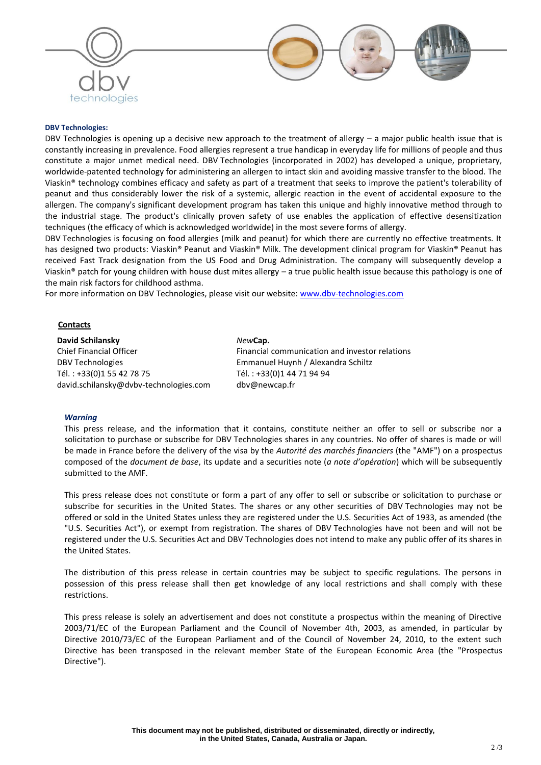**DBV Technologies:**

DBV Technologies is opening up a decisive new approach to the treatment of allergy – a major public health issue that is constantly increasing in prevalence. Food allergies represent a true handicap in everyday life for millions of people and thus constitute a major unmet medical need. DBV Technologies (incorporated in 2002) has developed a unique, proprietary, worldwide-patented technology for administering an allergen to intact skin and avoiding massive transfer to the blood. The Viaskin® technology combines efficacy and safety as part of a treatment that seeks to improve the patient's tolerability of peanut and thus considerably lower the risk of a systemic, allergic reaction in the event of accidental exposure to the allergen. The company's significant development program has taken this unique and highly innovative method through to the industrial stage. The product's clinically proven safety of use enables the application of effective desensitization techniques (the efficacy of which is acknowledged worldwide) in the most severe forms of allergy.

DBV Technologies is focusing on food allergies (milk and peanut) for which there are currently no effective treatments. It has designed two products: Viaskin® Peanut and Viaskin® Milk. The development clinical program for Viaskin® Peanut has received Fast Track designation from the US Food and Drug Administration. The company will subsequently develop a Viaskin® patch for young children with house dust mites allergy – a true public health issue because this pathology is one of the main risk factors for childhood asthma.

For more information on DBV Technologies, please visit our website: www.dbv-technologies.com

**Contacts**

**David Schilansky**
Chief Financial Officer
DBV Technologies
Tél. : +33(0)1 55 42 78 75
david.schilansky@dvbv-technologies.com

*New***Cap.**
Financial communication and investor relations
Emmanuel Huynh / Alexandra Schiltz
Tél. : +33(0)1 44 71 94 94
dbv@newcap.fr

***Warning***

This press release, and the information that it contains, constitute neither an offer to sell or subscribe nor a solicitation to purchase or subscribe for DBV Technologies shares in any countries. No offer of shares is made or will be made in France before the delivery of the visa by the *Autorité des marchés financiers* (the "AMF") on a prospectus composed of the *document de base*, its update and a securities note (*a note d'opération*) which will be subsequently submitted to the AMF.

This press release does not constitute or form a part of any offer to sell or subscribe or solicitation to purchase or subscribe for securities in the United States. The shares or any other securities of DBV Technologies may not be offered or sold in the United States unless they are registered under the U.S. Securities Act of 1933, as amended (the "U.S. Securities Act"), or exempt from registration. The shares of DBV Technologies have not been and will not be registered under the U.S. Securities Act and DBV Technologies does not intend to make any public offer of its shares in the United States.

The distribution of this press release in certain countries may be subject to specific regulations. The persons in possession of this press release shall then get knowledge of any local restrictions and shall comply with these restrictions.

This press release is solely an advertisement and does not constitute a prospectus within the meaning of Directive 2003/71/EC of the European Parliament and the Council of November 4th, 2003, as amended, in particular by Directive 2010/73/EC of the European Parliament and of the Council of November 24, 2010, to the extent such Directive has been transposed in the relevant member State of the European Economic Area (the "Prospectus Directive").

**This document may not be published, distributed or disseminated, directly or indirectly, in the United States, Canada, Australia or Japan.**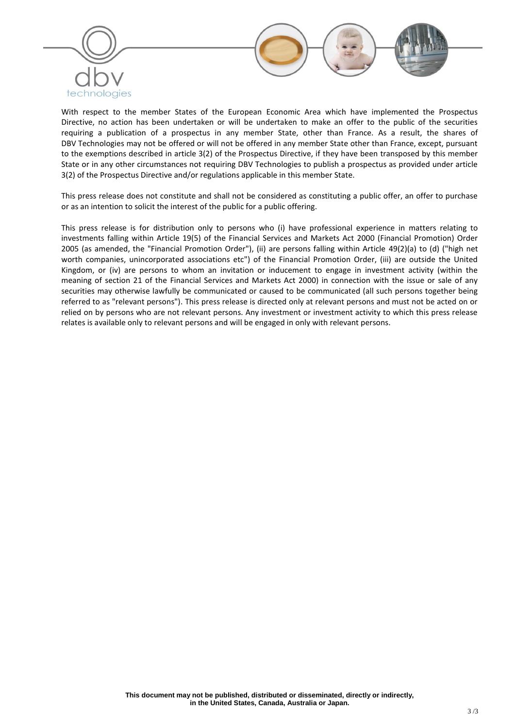With respect to the member States of the European Economic Area which have implemented the Prospectus Directive, no action has been undertaken or will be undertaken to make an offer to the public of the securities requiring a publication of a prospectus in any member State, other than France. As a result, the shares of DBV Technologies may not be offered or will not be offered in any member State other than France, except, pursuant to the exemptions described in article 3(2) of the Prospectus Directive, if they have been transposed by this member State or in any other circumstances not requiring DBV Technologies to publish a prospectus as provided under article 3(2) of the Prospectus Directive and/or regulations applicable in this member State.

This press release does not constitute and shall not be considered as constituting a public offer, an offer to purchase or as an intention to solicit the interest of the public for a public offering.

This press release is for distribution only to persons who (i) have professional experience in matters relating to investments falling within Article 19(5) of the Financial Services and Markets Act 2000 (Financial Promotion) Order 2005 (as amended, the "Financial Promotion Order"), (ii) are persons falling within Article 49(2)(a) to (d) ("high net worth companies, unincorporated associations etc") of the Financial Promotion Order, (iii) are outside the United Kingdom, or (iv) are persons to whom an invitation or inducement to engage in investment activity (within the meaning of section 21 of the Financial Services and Markets Act 2000) in connection with the issue or sale of any securities may otherwise lawfully be communicated or caused to be communicated (all such persons together being referred to as "relevant persons"). This press release is directed only at relevant persons and must not be acted on or relied on by persons who are not relevant persons. Any investment or investment activity to which this press release relates is available only to relevant persons and will be engaged in only with relevant persons.

**This document may not be published, distributed or disseminated, directly or indirectly, in the United States, Canada, Australia or Japan.**